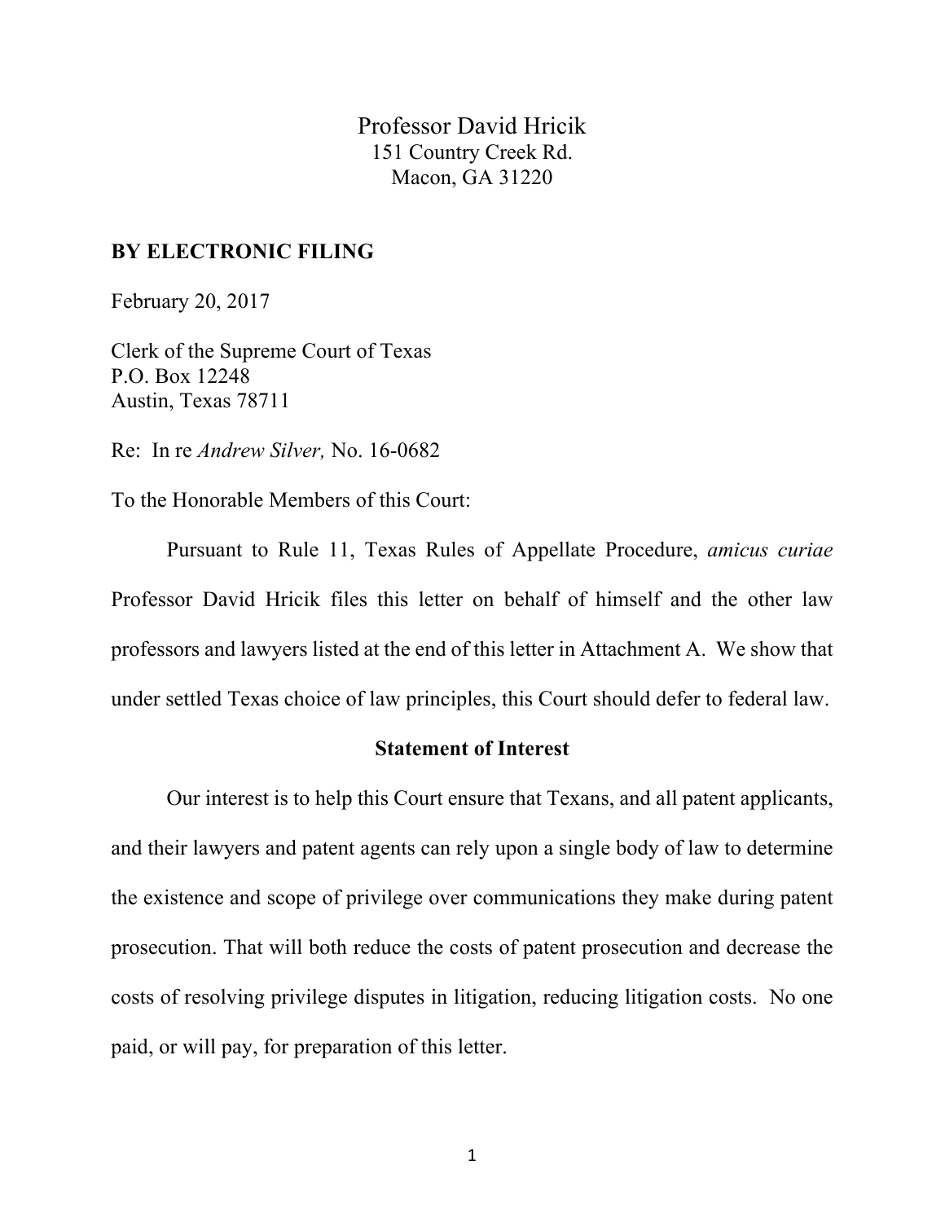Professor David Hricik
151 Country Creek Rd.
Macon, GA 31220

**BY ELECTRONIC FILING**

February 20, 2017

Clerk of the Supreme Court of Texas
P.O. Box 12248
Austin, Texas 78711

Re: In re *Andrew Silver,* No. 16-0682

To the Honorable Members of this Court:

Pursuant to Rule 11, Texas Rules of Appellate Procedure, *amicus curiae* Professor David Hricik files this letter on behalf of himself and the other law professors and lawyers listed at the end of this letter in Attachment A. We show that under settled Texas choice of law principles, this Court should defer to federal law.

## Statement of Interest

Our interest is to help this Court ensure that Texans, and all patent applicants, and their lawyers and patent agents can rely upon a single body of law to determine the existence and scope of privilege over communications they make during patent prosecution. That will both reduce the costs of patent prosecution and decrease the costs of resolving privilege disputes in litigation, reducing litigation costs. No one paid, or will pay, for preparation of this letter.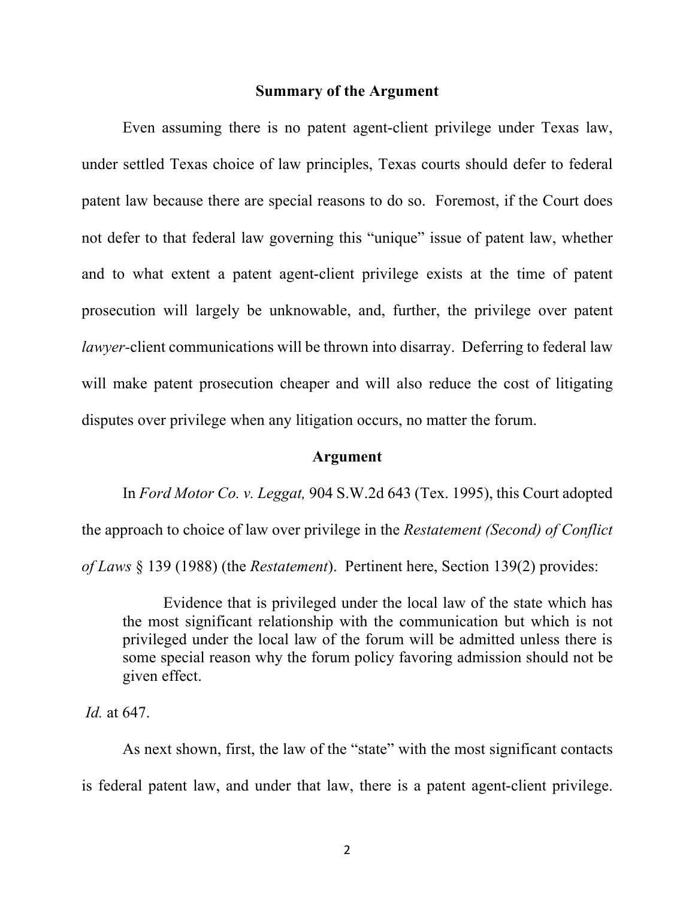## Summary of the Argument

Even assuming there is no patent agent-client privilege under Texas law, under settled Texas choice of law principles, Texas courts should defer to federal patent law because there are special reasons to do so. Foremost, if the Court does not defer to that federal law governing this "unique" issue of patent law, whether and to what extent a patent agent-client privilege exists at the time of patent prosecution will largely be unknowable, and, further, the privilege over patent *lawyer*-client communications will be thrown into disarray. Deferring to federal law will make patent prosecution cheaper and will also reduce the cost of litigating disputes over privilege when any litigation occurs, no matter the forum.

## Argument

In *Ford Motor Co. v. Leggat,* 904 S.W.2d 643 (Tex. 1995), this Court adopted the approach to choice of law over privilege in the *Restatement (Second) of Conflict of Laws* § 139 (1988) (the *Restatement*). Pertinent here, Section 139(2) provides:

> Evidence that is privileged under the local law of the state which has the most significant relationship with the communication but which is not privileged under the local law of the forum will be admitted unless there is some special reason why the forum policy favoring admission should not be given effect.

*Id.* at 647.

As next shown, first, the law of the "state" with the most significant contacts is federal patent law, and under that law, there is a patent agent-client privilege.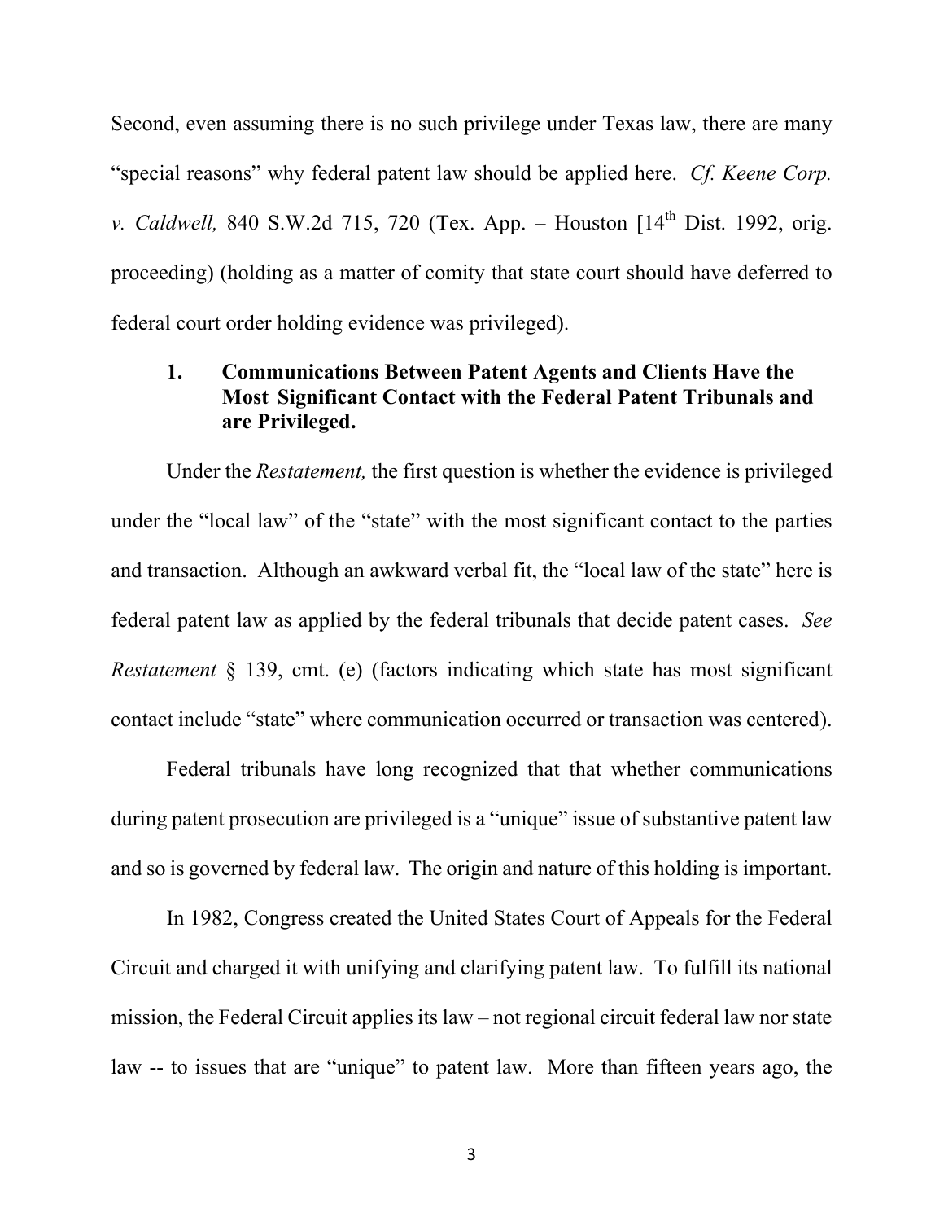Second, even assuming there is no such privilege under Texas law, there are many "special reasons" why federal patent law should be applied here. *Cf. Keene Corp. v. Caldwell,* 840 S.W.2d 715, 720 (Tex. App. – Houston [14th Dist. 1992, orig. proceeding) (holding as a matter of comity that state court should have deferred to federal court order holding evidence was privileged).

### 1. Communications Between Patent Agents and Clients Have the Most Significant Contact with the Federal Patent Tribunals and are Privileged.

Under the *Restatement,* the first question is whether the evidence is privileged under the "local law" of the "state" with the most significant contact to the parties and transaction. Although an awkward verbal fit, the "local law of the state" here is federal patent law as applied by the federal tribunals that decide patent cases. *See Restatement* § 139, cmt. (e) (factors indicating which state has most significant contact include "state" where communication occurred or transaction was centered).

Federal tribunals have long recognized that that whether communications during patent prosecution are privileged is a "unique" issue of substantive patent law and so is governed by federal law. The origin and nature of this holding is important.

In 1982, Congress created the United States Court of Appeals for the Federal Circuit and charged it with unifying and clarifying patent law. To fulfill its national mission, the Federal Circuit applies its law – not regional circuit federal law nor state law -- to issues that are "unique" to patent law. More than fifteen years ago, the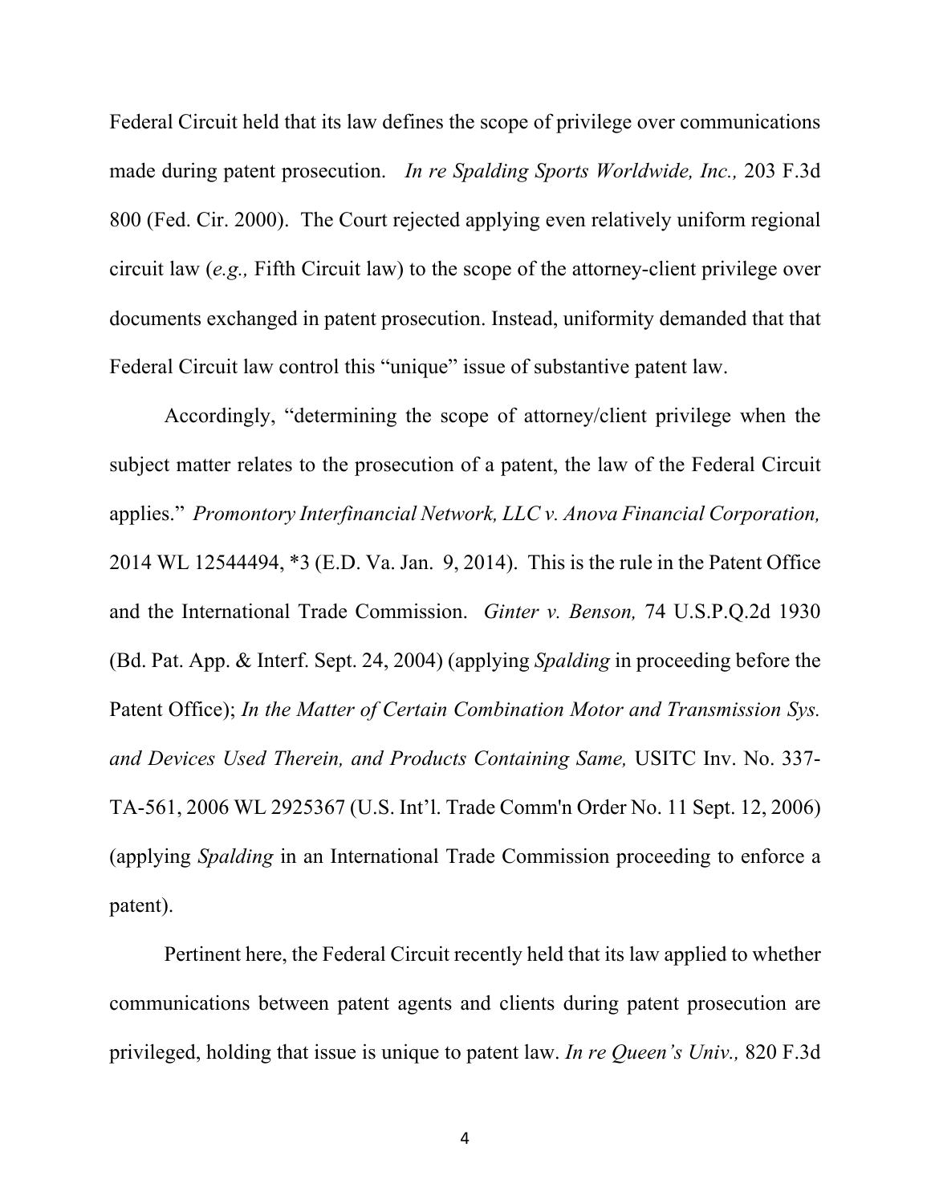Federal Circuit held that its law defines the scope of privilege over communications made during patent prosecution. *In re Spalding Sports Worldwide, Inc.,* 203 F.3d 800 (Fed. Cir. 2000). The Court rejected applying even relatively uniform regional circuit law (*e.g.,* Fifth Circuit law) to the scope of the attorney-client privilege over documents exchanged in patent prosecution. Instead, uniformity demanded that that Federal Circuit law control this "unique" issue of substantive patent law.

Accordingly, "determining the scope of attorney/client privilege when the subject matter relates to the prosecution of a patent, the law of the Federal Circuit applies." *Promontory Interfinancial Network, LLC v. Anova Financial Corporation,* 2014 WL 12544494, *3 (E.D. Va. Jan. 9, 2014). This is the rule in the Patent Office and the International Trade Commission. *Ginter v. Benson,* 74 U.S.P.Q.2d 1930 (Bd. Pat. App. & Interf. Sept. 24, 2004) (applying *Spalding* in proceeding before the Patent Office); *In the Matter of Certain Combination Motor and Transmission Sys. and Devices Used Therein, and Products Containing Same,* USITC Inv. No. 337-TA-561, 2006 WL 2925367 (U.S. Int'l. Trade Comm'n Order No. 11 Sept. 12, 2006) (applying *Spalding* in an International Trade Commission proceeding to enforce a patent).

Pertinent here, the Federal Circuit recently held that its law applied to whether communications between patent agents and clients during patent prosecution are privileged, holding that issue is unique to patent law. *In re Queen's Univ.,* 820 F.3d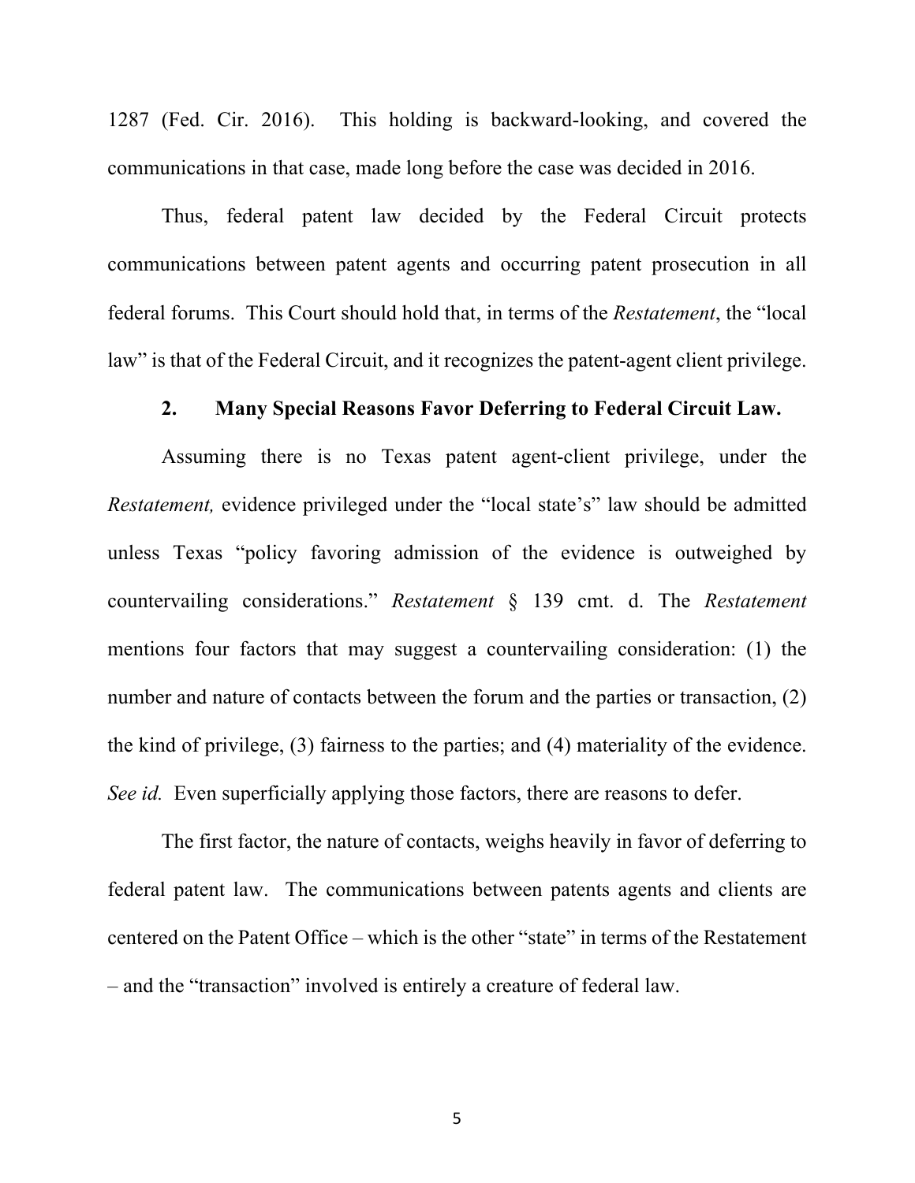1287 (Fed. Cir. 2016). This holding is backward-looking, and covered the communications in that case, made long before the case was decided in 2016.

Thus, federal patent law decided by the Federal Circuit protects communications between patent agents and occurring patent prosecution in all federal forums. This Court should hold that, in terms of the *Restatement*, the "local law" is that of the Federal Circuit, and it recognizes the patent-agent client privilege.

### 2. Many Special Reasons Favor Deferring to Federal Circuit Law.

Assuming there is no Texas patent agent-client privilege, under the *Restatement,* evidence privileged under the "local state's" law should be admitted unless Texas "policy favoring admission of the evidence is outweighed by countervailing considerations." *Restatement* § 139 cmt. d. The *Restatement* mentions four factors that may suggest a countervailing consideration: (1) the number and nature of contacts between the forum and the parties or transaction, (2) the kind of privilege, (3) fairness to the parties; and (4) materiality of the evidence. *See id.* Even superficially applying those factors, there are reasons to defer.

The first factor, the nature of contacts, weighs heavily in favor of deferring to federal patent law. The communications between patents agents and clients are centered on the Patent Office – which is the other "state" in terms of the Restatement – and the "transaction" involved is entirely a creature of federal law.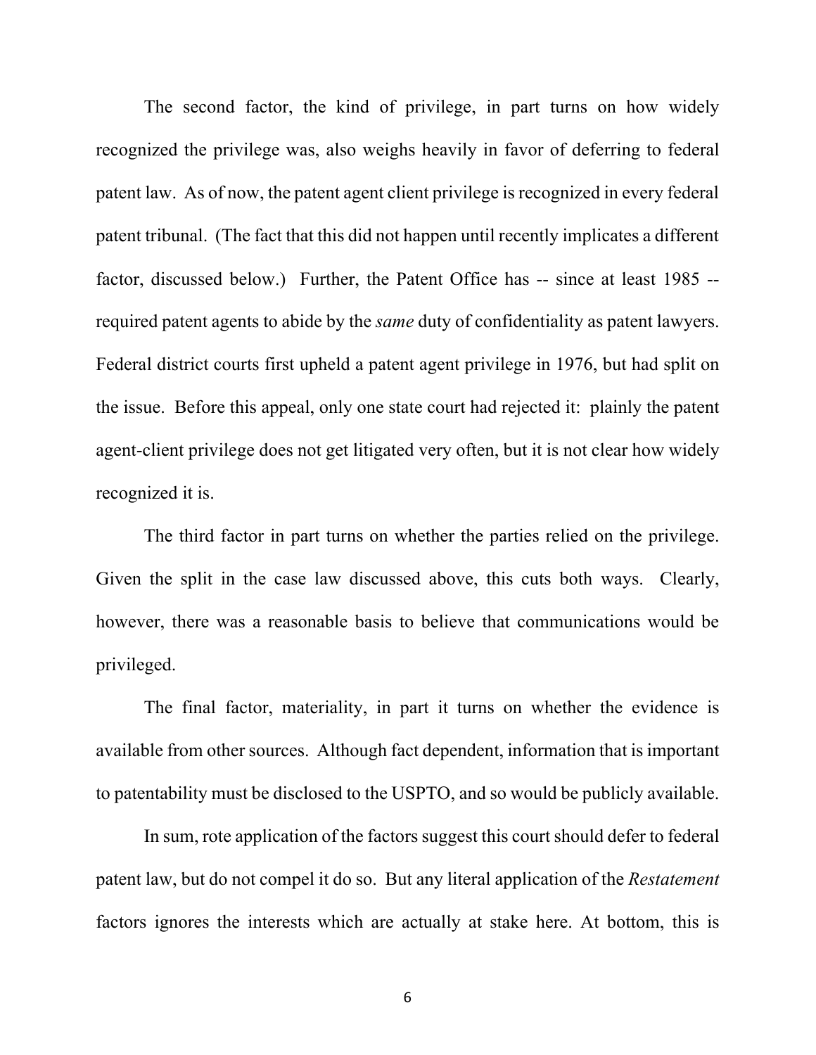The second factor, the kind of privilege, in part turns on how widely recognized the privilege was, also weighs heavily in favor of deferring to federal patent law. As of now, the patent agent client privilege is recognized in every federal patent tribunal. (The fact that this did not happen until recently implicates a different factor, discussed below.) Further, the Patent Office has -- since at least 1985 -- required patent agents to abide by the *same* duty of confidentiality as patent lawyers. Federal district courts first upheld a patent agent privilege in 1976, but had split on the issue. Before this appeal, only one state court had rejected it: plainly the patent agent-client privilege does not get litigated very often, but it is not clear how widely recognized it is.

The third factor in part turns on whether the parties relied on the privilege. Given the split in the case law discussed above, this cuts both ways. Clearly, however, there was a reasonable basis to believe that communications would be privileged.

The final factor, materiality, in part it turns on whether the evidence is available from other sources. Although fact dependent, information that is important to patentability must be disclosed to the USPTO, and so would be publicly available.

In sum, rote application of the factors suggest this court should defer to federal patent law, but do not compel it do so. But any literal application of the *Restatement* factors ignores the interests which are actually at stake here. At bottom, this is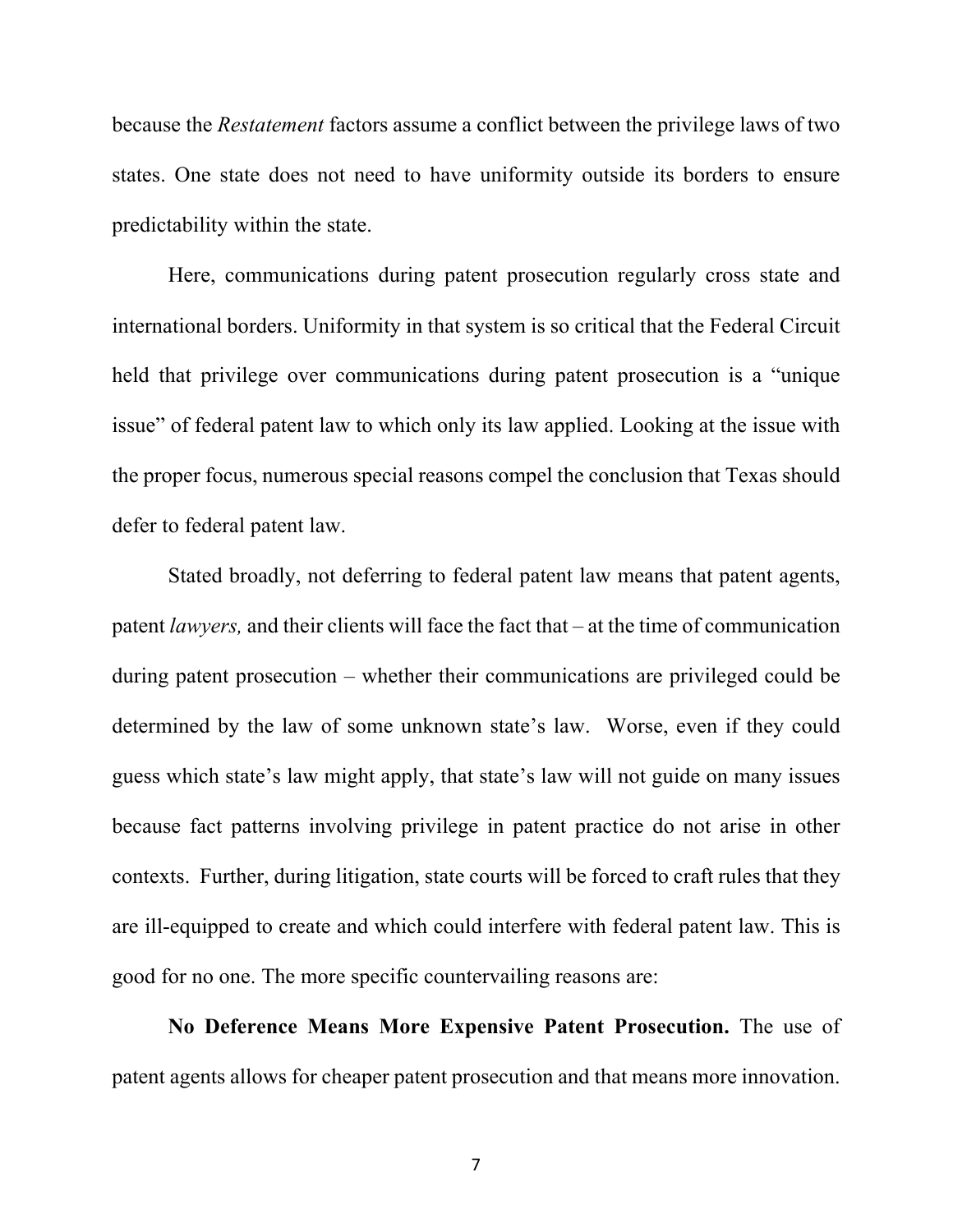because the *Restatement* factors assume a conflict between the privilege laws of two states. One state does not need to have uniformity outside its borders to ensure predictability within the state.

Here, communications during patent prosecution regularly cross state and international borders. Uniformity in that system is so critical that the Federal Circuit held that privilege over communications during patent prosecution is a "unique issue" of federal patent law to which only its law applied. Looking at the issue with the proper focus, numerous special reasons compel the conclusion that Texas should defer to federal patent law.

Stated broadly, not deferring to federal patent law means that patent agents, patent *lawyers,* and their clients will face the fact that – at the time of communication during patent prosecution – whether their communications are privileged could be determined by the law of some unknown state's law. Worse, even if they could guess which state's law might apply, that state's law will not guide on many issues because fact patterns involving privilege in patent practice do not arise in other contexts. Further, during litigation, state courts will be forced to craft rules that they are ill-equipped to create and which could interfere with federal patent law. This is good for no one. The more specific countervailing reasons are:

**No Deference Means More Expensive Patent Prosecution.** The use of patent agents allows for cheaper patent prosecution and that means more innovation.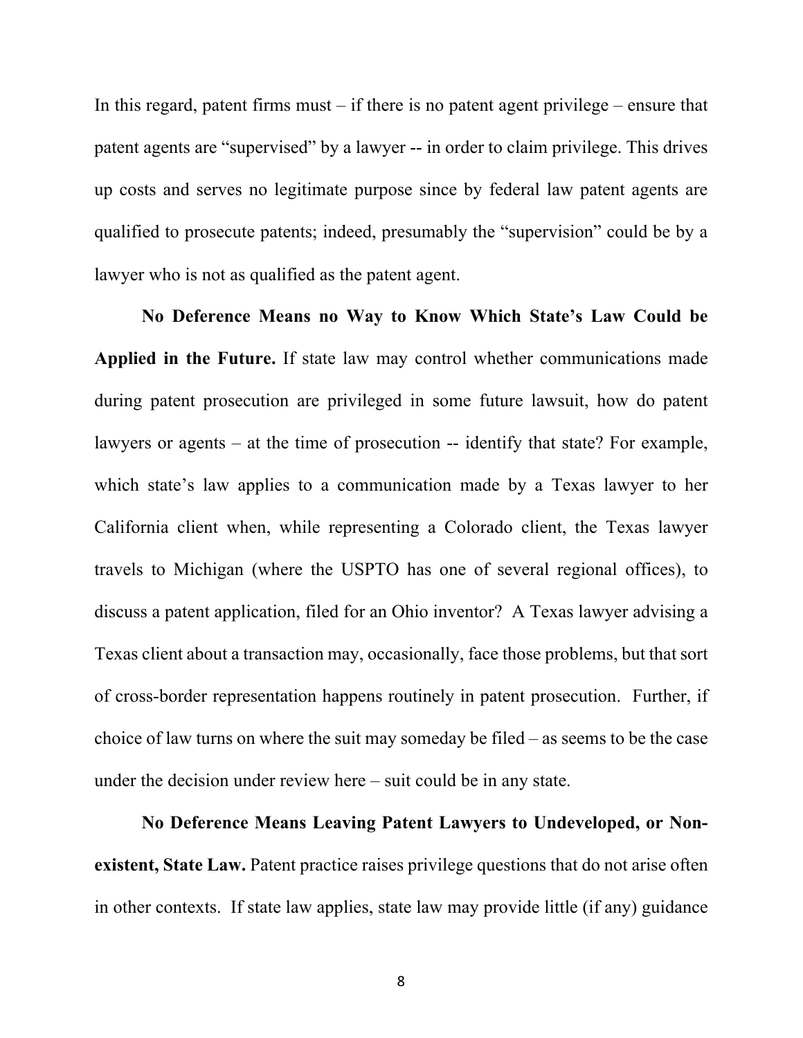In this regard, patent firms must – if there is no patent agent privilege – ensure that patent agents are "supervised" by a lawyer -- in order to claim privilege. This drives up costs and serves no legitimate purpose since by federal law patent agents are qualified to prosecute patents; indeed, presumably the "supervision" could be by a lawyer who is not as qualified as the patent agent.

**No Deference Means no Way to Know Which State's Law Could be Applied in the Future.** If state law may control whether communications made during patent prosecution are privileged in some future lawsuit, how do patent lawyers or agents – at the time of prosecution -- identify that state? For example, which state's law applies to a communication made by a Texas lawyer to her California client when, while representing a Colorado client, the Texas lawyer travels to Michigan (where the USPTO has one of several regional offices), to discuss a patent application, filed for an Ohio inventor? A Texas lawyer advising a Texas client about a transaction may, occasionally, face those problems, but that sort of cross-border representation happens routinely in patent prosecution. Further, if choice of law turns on where the suit may someday be filed – as seems to be the case under the decision under review here – suit could be in any state.

**No Deference Means Leaving Patent Lawyers to Undeveloped, or Non-existent, State Law.** Patent practice raises privilege questions that do not arise often in other contexts. If state law applies, state law may provide little (if any) guidance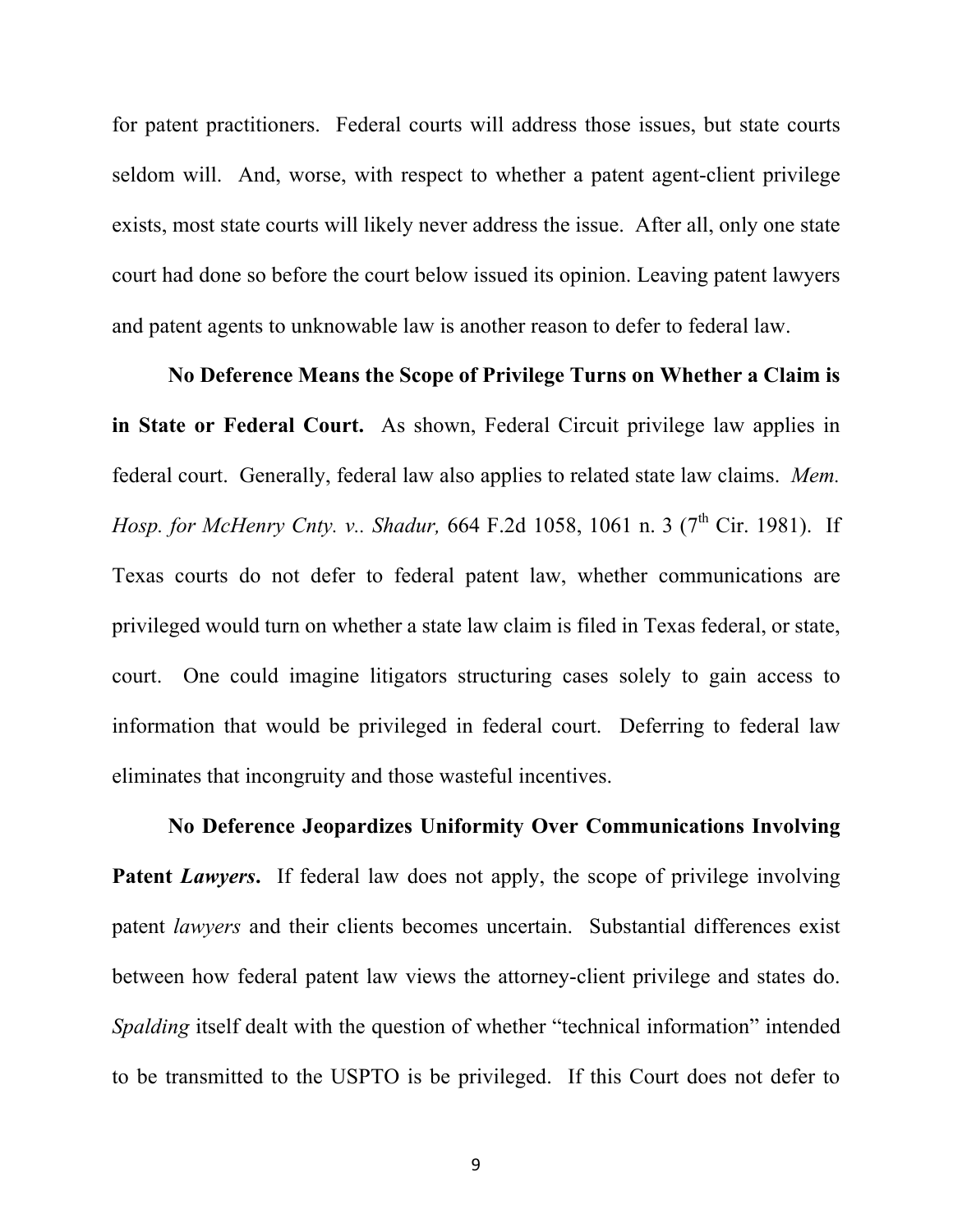for patent practitioners. Federal courts will address those issues, but state courts seldom will. And, worse, with respect to whether a patent agent-client privilege exists, most state courts will likely never address the issue. After all, only one state court had done so before the court below issued its opinion. Leaving patent lawyers and patent agents to unknowable law is another reason to defer to federal law.

**No Deference Means the Scope of Privilege Turns on Whether a Claim is in State or Federal Court.** As shown, Federal Circuit privilege law applies in federal court. Generally, federal law also applies to related state law claims. *Mem. Hosp. for McHenry Cnty. v.. Shadur,* 664 F.2d 1058, 1061 n. 3 (7th Cir. 1981). If Texas courts do not defer to federal patent law, whether communications are privileged would turn on whether a state law claim is filed in Texas federal, or state, court. One could imagine litigators structuring cases solely to gain access to information that would be privileged in federal court. Deferring to federal law eliminates that incongruity and those wasteful incentives.

**No Deference Jeopardizes Uniformity Over Communications Involving Patent *Lawyers*.** If federal law does not apply, the scope of privilege involving patent *lawyers* and their clients becomes uncertain. Substantial differences exist between how federal patent law views the attorney-client privilege and states do. *Spalding* itself dealt with the question of whether "technical information" intended to be transmitted to the USPTO is be privileged. If this Court does not defer to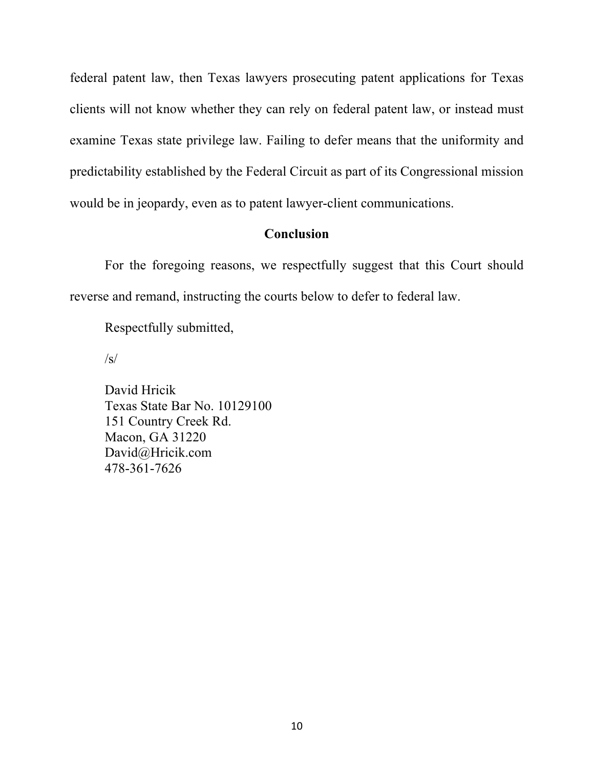federal patent law, then Texas lawyers prosecuting patent applications for Texas clients will not know whether they can rely on federal patent law, or instead must examine Texas state privilege law. Failing to defer means that the uniformity and predictability established by the Federal Circuit as part of its Congressional mission would be in jeopardy, even as to patent lawyer-client communications.

## Conclusion

For the foregoing reasons, we respectfully suggest that this Court should reverse and remand, instructing the courts below to defer to federal law.

Respectfully submitted,

/s/

David Hricik
Texas State Bar No. 10129100
151 Country Creek Rd.
Macon, GA 31220
David@Hricik.com
478-361-7626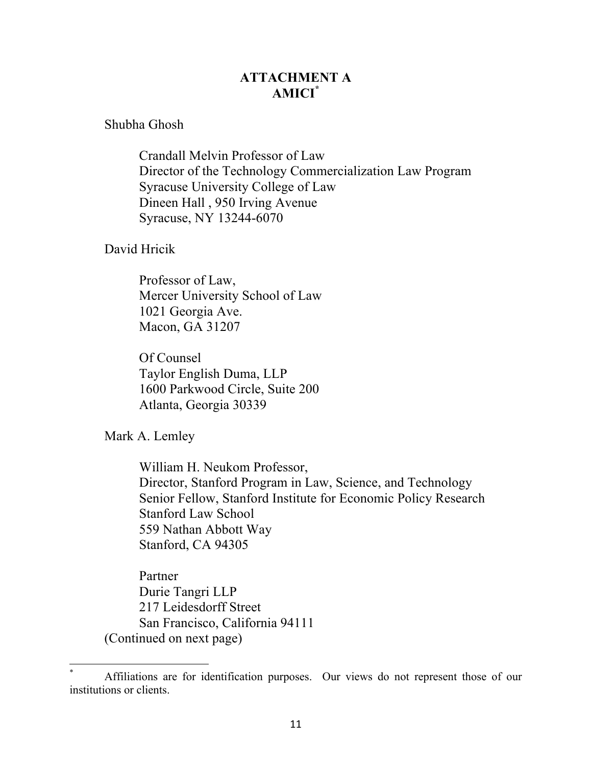# ATTACHMENT A
# AMICI[*]

Shubha Ghosh

> Crandall Melvin Professor of Law
> Director of the Technology Commercialization Law Program
> Syracuse University College of Law
> Dineen Hall , 950 Irving Avenue
> Syracuse, NY 13244-6070

David Hricik

> Professor of Law,
> Mercer University School of Law
> 1021 Georgia Ave.
> Macon, GA 31207
>
> Of Counsel
> Taylor English Duma, LLP
> 1600 Parkwood Circle, Suite 200
> Atlanta, Georgia 30339

Mark A. Lemley

> William H. Neukom Professor,
> Director, Stanford Program in Law, Science, and Technology
> Senior Fellow, Stanford Institute for Economic Policy Research
> Stanford Law School
> 559 Nathan Abbott Way
> Stanford, CA 94305
>
> Partner
> Durie Tangri LLP
> 217 Leidesdorff Street
> San Francisco, California 94111

(Continued on next page)

---

[*] Affiliations are for identification purposes. Our views do not represent those of our institutions or clients.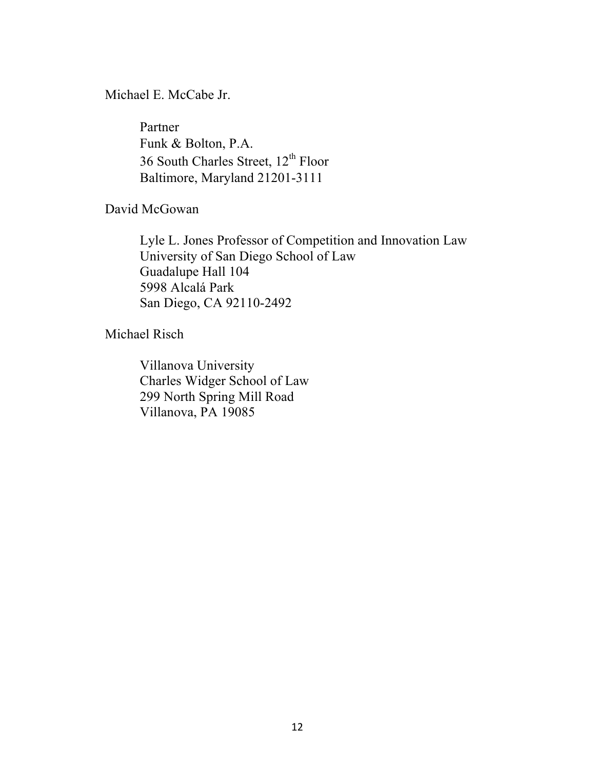Michael E. McCabe Jr.

Partner  
Funk & Bolton, P.A.  
36 South Charles Street, 12th Floor  
Baltimore, Maryland 21201-3111

David McGowan

Lyle L. Jones Professor of Competition and Innovation Law  
University of San Diego School of Law  
Guadalupe Hall 104  
5998 Alcalá Park  
San Diego, CA 92110-2492

Michael Risch

Villanova University  
Charles Widger School of Law  
299 North Spring Mill Road  
Villanova, PA 19085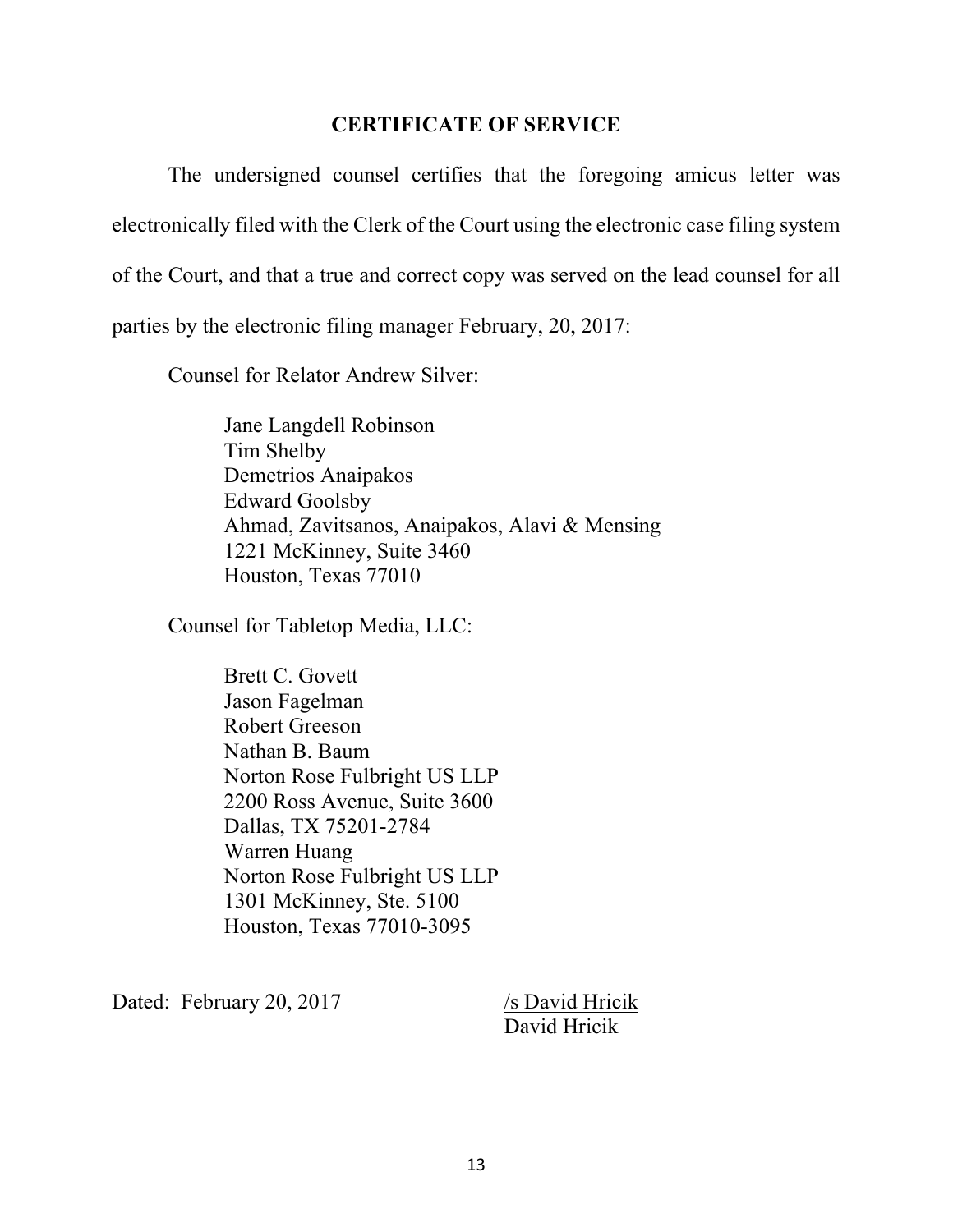## CERTIFICATE OF SERVICE

The undersigned counsel certifies that the foregoing amicus letter was electronically filed with the Clerk of the Court using the electronic case filing system of the Court, and that a true and correct copy was served on the lead counsel for all parties by the electronic filing manager February, 20, 2017:

Counsel for Relator Andrew Silver:

Jane Langdell Robinson
Tim Shelby
Demetrios Anaipakos
Edward Goolsby
Ahmad, Zavitsanos, Anaipakos, Alavi & Mensing
1221 McKinney, Suite 3460
Houston, Texas 77010

Counsel for Tabletop Media, LLC:

Brett C. Govett
Jason Fagelman
Robert Greeson
Nathan B. Baum
Norton Rose Fulbright US LLP
2200 Ross Avenue, Suite 3600
Dallas, TX 75201-2784
Warren Huang
Norton Rose Fulbright US LLP
1301 McKinney, Ste. 5100
Houston, Texas 77010-3095

Dated: February 20, 2017

/s David Hricik
David Hricik